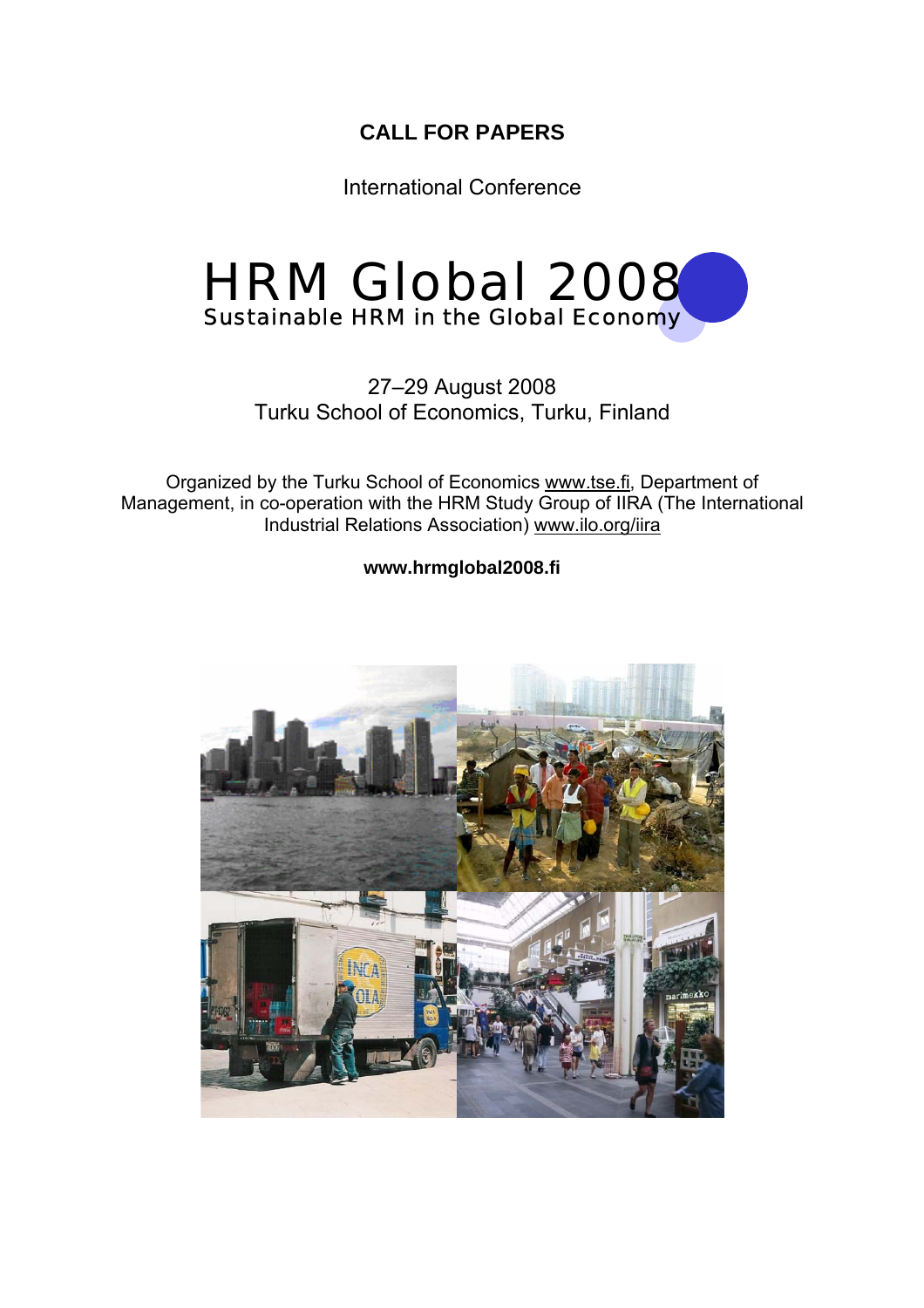**CALL FOR PAPERS**

International Conference

# HRM Global 2008

## Sustainable HRM in the Global Economy

27–29 August 2008
Turku School of Economics, Turku, Finland

Organized by the Turku School of Economics www.tse.fi, Department of Management, in co-operation with the HRM Study Group of IIRA (The International Industrial Relations Association) www.ilo.org/iira

**www.hrmglobal2008.fi**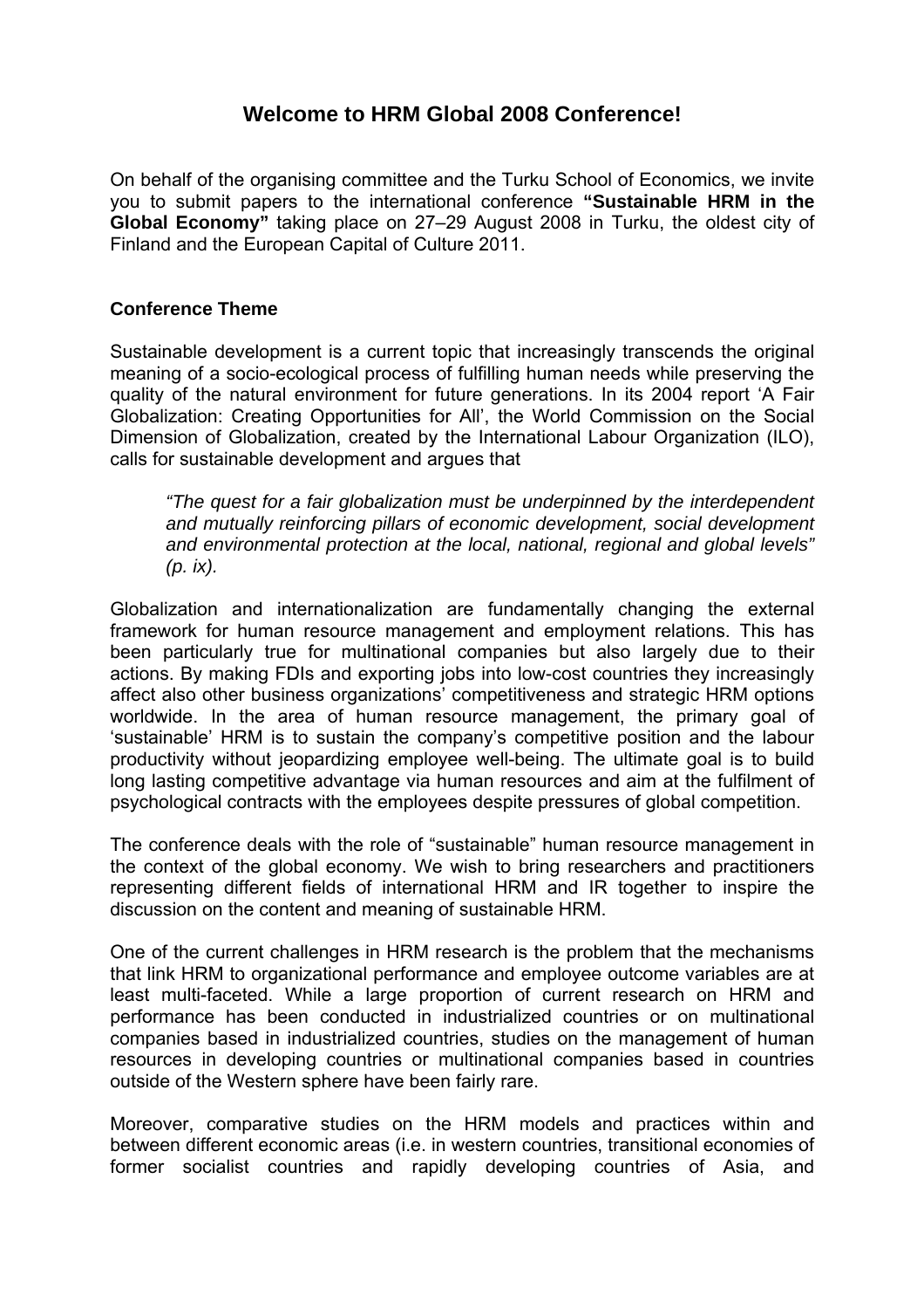# Welcome to HRM Global 2008 Conference!

On behalf of the organising committee and the Turku School of Economics, we invite you to submit papers to the international conference **"Sustainable HRM in the Global Economy"** taking place on 27–29 August 2008 in Turku, the oldest city of Finland and the European Capital of Culture 2011.

### Conference Theme

Sustainable development is a current topic that increasingly transcends the original meaning of a socio-ecological process of fulfilling human needs while preserving the quality of the natural environment for future generations. In its 2004 report 'A Fair Globalization: Creating Opportunities for All', the World Commission on the Social Dimension of Globalization, created by the International Labour Organization (ILO), calls for sustainable development and argues that

> *"The quest for a fair globalization must be underpinned by the interdependent and mutually reinforcing pillars of economic development, social development and environmental protection at the local, national, regional and global levels" (p. ix).*

Globalization and internationalization are fundamentally changing the external framework for human resource management and employment relations. This has been particularly true for multinational companies but also largely due to their actions. By making FDIs and exporting jobs into low-cost countries they increasingly affect also other business organizations' competitiveness and strategic HRM options worldwide. In the area of human resource management, the primary goal of 'sustainable' HRM is to sustain the company's competitive position and the labour productivity without jeopardizing employee well-being. The ultimate goal is to build long lasting competitive advantage via human resources and aim at the fulfilment of psychological contracts with the employees despite pressures of global competition.

The conference deals with the role of "sustainable" human resource management in the context of the global economy. We wish to bring researchers and practitioners representing different fields of international HRM and IR together to inspire the discussion on the content and meaning of sustainable HRM.

One of the current challenges in HRM research is the problem that the mechanisms that link HRM to organizational performance and employee outcome variables are at least multi-faceted. While a large proportion of current research on HRM and performance has been conducted in industrialized countries or on multinational companies based in industrialized countries, studies on the management of human resources in developing countries or multinational companies based in countries outside of the Western sphere have been fairly rare.

Moreover, comparative studies on the HRM models and practices within and between different economic areas (i.e. in western countries, transitional economies of former socialist countries and rapidly developing countries of Asia, and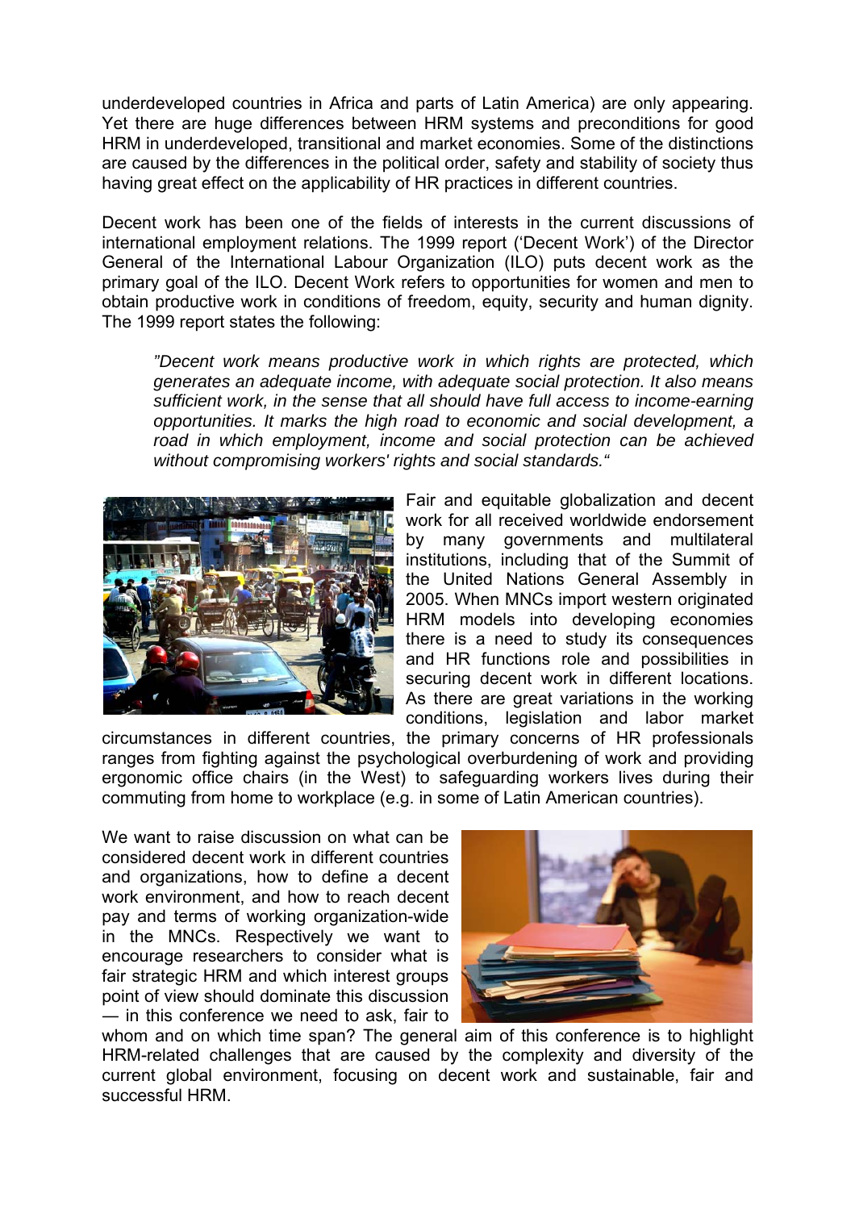underdeveloped countries in Africa and parts of Latin America) are only appearing. Yet there are huge differences between HRM systems and preconditions for good HRM in underdeveloped, transitional and market economies. Some of the distinctions are caused by the differences in the political order, safety and stability of society thus having great effect on the applicability of HR practices in different countries.

Decent work has been one of the fields of interests in the current discussions of international employment relations. The 1999 report ('Decent Work') of the Director General of the International Labour Organization (ILO) puts decent work as the primary goal of the ILO. Decent Work refers to opportunities for women and men to obtain productive work in conditions of freedom, equity, security and human dignity. The 1999 report states the following:

> *"Decent work means productive work in which rights are protected, which generates an adequate income, with adequate social protection. It also means sufficient work, in the sense that all should have full access to income-earning opportunities. It marks the high road to economic and social development, a road in which employment, income and social protection can be achieved without compromising workers' rights and social standards."*

Fair and equitable globalization and decent work for all received worldwide endorsement by many governments and multilateral institutions, including that of the Summit of the United Nations General Assembly in 2005. When MNCs import western originated HRM models into developing economies there is a need to study its consequences and HR functions role and possibilities in securing decent work in different locations. As there are great variations in the working conditions, legislation and labor market circumstances in different countries, the primary concerns of HR professionals ranges from fighting against the psychological overburdening of work and providing ergonomic office chairs (in the West) to safeguarding workers lives during their commuting from home to workplace (e.g. in some of Latin American countries).

We want to raise discussion on what can be considered decent work in different countries and organizations, how to define a decent work environment, and how to reach decent pay and terms of working organization-wide in the MNCs. Respectively we want to encourage researchers to consider what is fair strategic HRM and which interest groups point of view should dominate this discussion — in this conference we need to ask, fair to whom and on which time span? The general aim of this conference is to highlight HRM-related challenges that are caused by the complexity and diversity of the current global environment, focusing on decent work and sustainable, fair and successful HRM.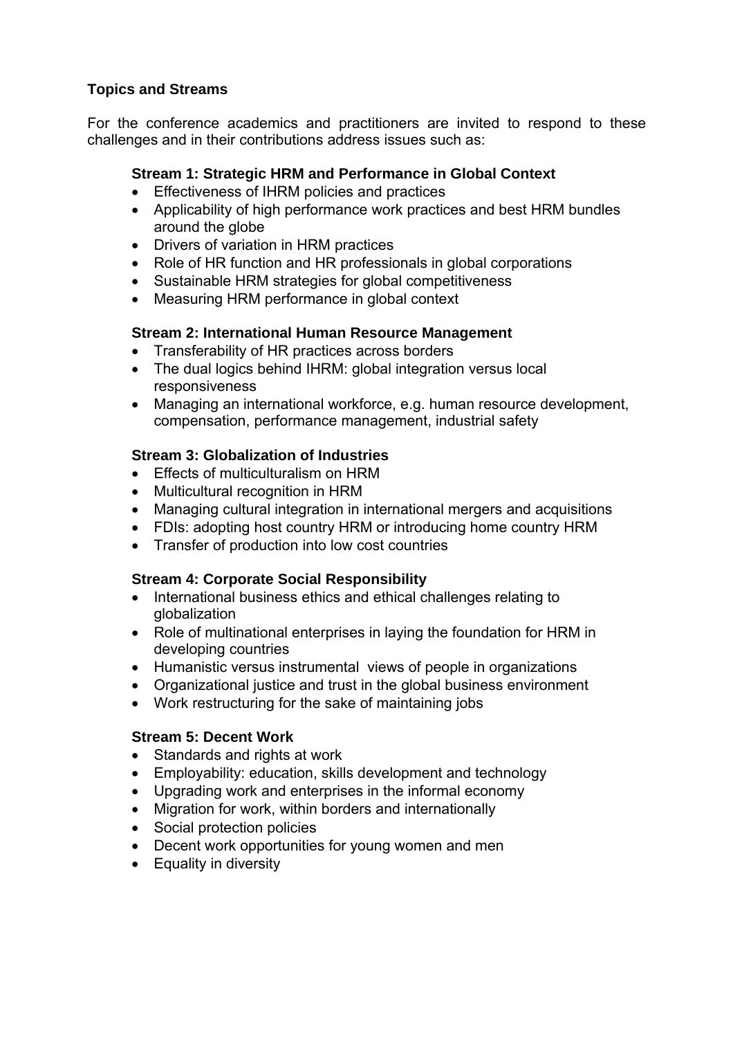**Topics and Streams**

For the conference academics and practitioners are invited to respond to these challenges and in their contributions address issues such as:

**Stream 1: Strategic HRM and Performance in Global Context**

- Effectiveness of IHRM policies and practices
- Applicability of high performance work practices and best HRM bundles around the globe
- Drivers of variation in HRM practices
- Role of HR function and HR professionals in global corporations
- Sustainable HRM strategies for global competitiveness
- Measuring HRM performance in global context

**Stream 2: International Human Resource Management**

- Transferability of HR practices across borders
- The dual logics behind IHRM: global integration versus local responsiveness
- Managing an international workforce, e.g. human resource development, compensation, performance management, industrial safety

**Stream 3: Globalization of Industries**

- Effects of multiculturalism on HRM
- Multicultural recognition in HRM
- Managing cultural integration in international mergers and acquisitions
- FDIs: adopting host country HRM or introducing home country HRM
- Transfer of production into low cost countries

**Stream 4: Corporate Social Responsibility**

- International business ethics and ethical challenges relating to globalization
- Role of multinational enterprises in laying the foundation for HRM in developing countries
- Humanistic versus instrumental views of people in organizations
- Organizational justice and trust in the global business environment
- Work restructuring for the sake of maintaining jobs

**Stream 5: Decent Work**

- Standards and rights at work
- Employability: education, skills development and technology
- Upgrading work and enterprises in the informal economy
- Migration for work, within borders and internationally
- Social protection policies
- Decent work opportunities for young women and men
- Equality in diversity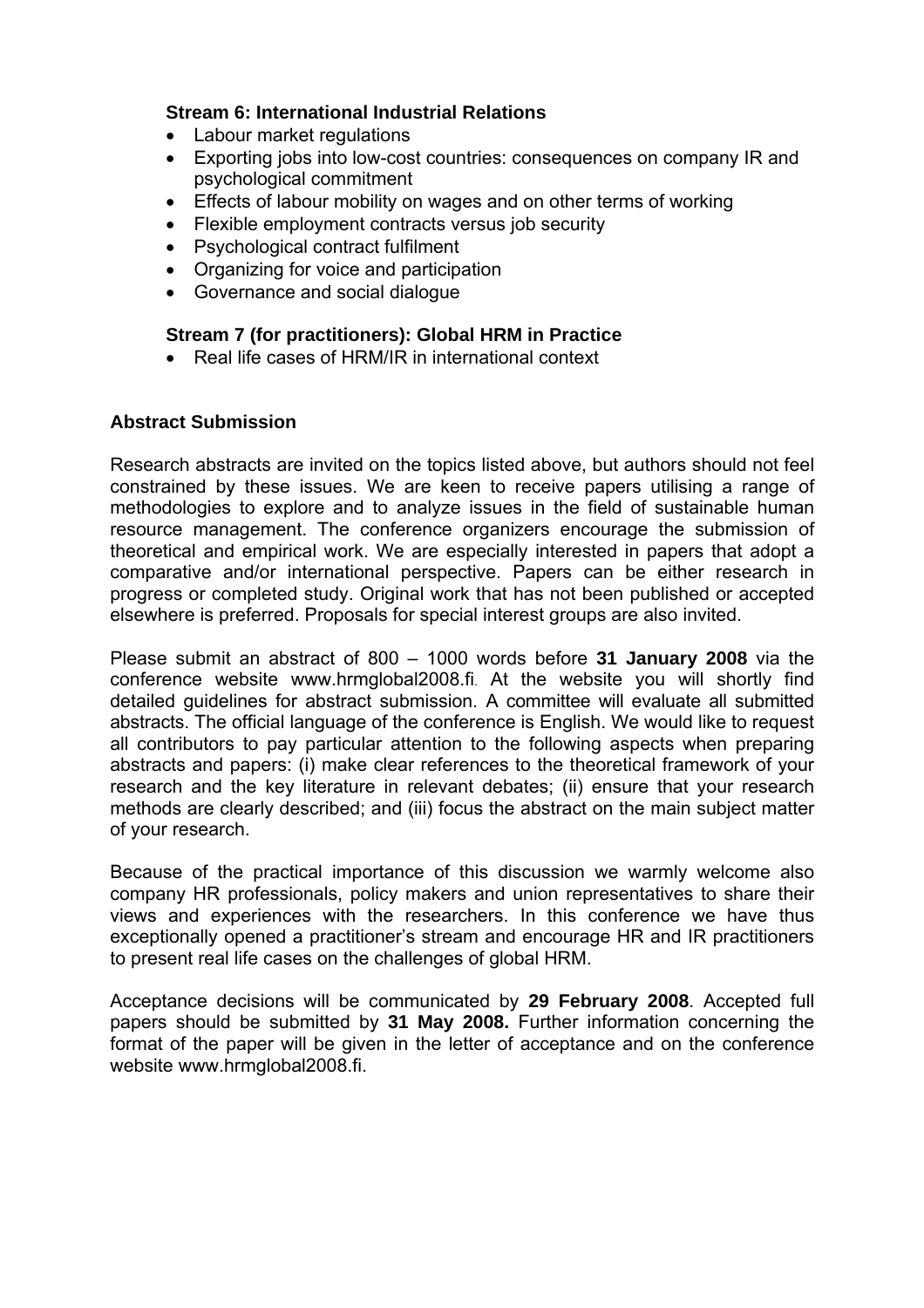### Stream 6: International Industrial Relations

- Labour market regulations
- Exporting jobs into low-cost countries: consequences on company IR and psychological commitment
- Effects of labour mobility on wages and on other terms of working
- Flexible employment contracts versus job security
- Psychological contract fulfilment
- Organizing for voice and participation
- Governance and social dialogue

### Stream 7 (for practitioners): Global HRM in Practice

- Real life cases of HRM/IR in international context

## Abstract Submission

Research abstracts are invited on the topics listed above, but authors should not feel constrained by these issues. We are keen to receive papers utilising a range of methodologies to explore and to analyze issues in the field of sustainable human resource management. The conference organizers encourage the submission of theoretical and empirical work. We are especially interested in papers that adopt a comparative and/or international perspective. Papers can be either research in progress or completed study. Original work that has not been published or accepted elsewhere is preferred. Proposals for special interest groups are also invited.

Please submit an abstract of 800 – 1000 words before **31 January 2008** via the conference website www.hrmglobal2008.fi. At the website you will shortly find detailed guidelines for abstract submission. A committee will evaluate all submitted abstracts. The official language of the conference is English. We would like to request all contributors to pay particular attention to the following aspects when preparing abstracts and papers: (i) make clear references to the theoretical framework of your research and the key literature in relevant debates; (ii) ensure that your research methods are clearly described; and (iii) focus the abstract on the main subject matter of your research.

Because of the practical importance of this discussion we warmly welcome also company HR professionals, policy makers and union representatives to share their views and experiences with the researchers. In this conference we have thus exceptionally opened a practitioner's stream and encourage HR and IR practitioners to present real life cases on the challenges of global HRM.

Acceptance decisions will be communicated by **29 February 2008**. Accepted full papers should be submitted by **31 May 2008.** Further information concerning the format of the paper will be given in the letter of acceptance and on the conference website www.hrmglobal2008.fi.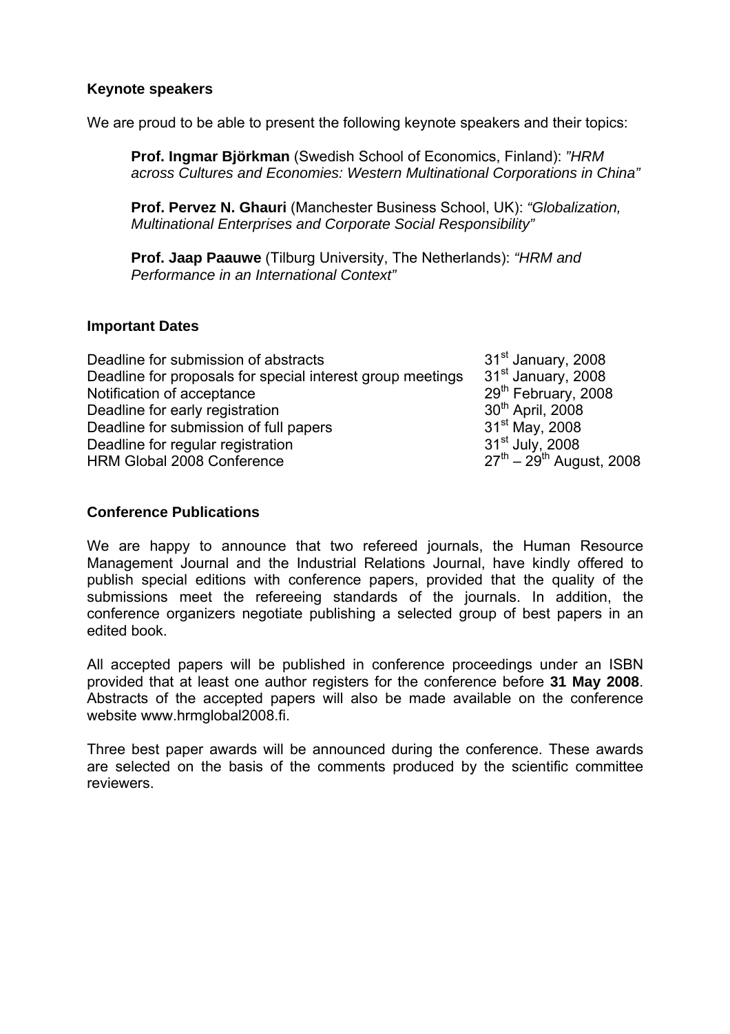### Keynote speakers

We are proud to be able to present the following keynote speakers and their topics:

**Prof. Ingmar Björkman** (Swedish School of Economics, Finland): *"HRM across Cultures and Economies: Western Multinational Corporations in China"*

**Prof. Pervez N. Ghauri** (Manchester Business School, UK): *"Globalization, Multinational Enterprises and Corporate Social Responsibility"*

**Prof. Jaap Paauwe** (Tilburg University, The Netherlands): *"HRM and Performance in an International Context"*

### Important Dates

| | |
|---|---|
| Deadline for submission of abstracts | 31st January, 2008 |
| Deadline for proposals for special interest group meetings | 31st January, 2008 |
| Notification of acceptance | 29th February, 2008 |
| Deadline for early registration | 30th April, 2008 |
| Deadline for submission of full papers | 31st May, 2008 |
| Deadline for regular registration | 31st July, 2008 |
| HRM Global 2008 Conference | 27th – 29th August, 2008 |

### Conference Publications

We are happy to announce that two refereed journals, the Human Resource Management Journal and the Industrial Relations Journal, have kindly offered to publish special editions with conference papers, provided that the quality of the submissions meet the refereeing standards of the journals. In addition, the conference organizers negotiate publishing a selected group of best papers in an edited book.

All accepted papers will be published in conference proceedings under an ISBN provided that at least one author registers for the conference before **31 May 2008**. Abstracts of the accepted papers will also be made available on the conference website www.hrmglobal2008.fi.

Three best paper awards will be announced during the conference. These awards are selected on the basis of the comments produced by the scientific committee reviewers.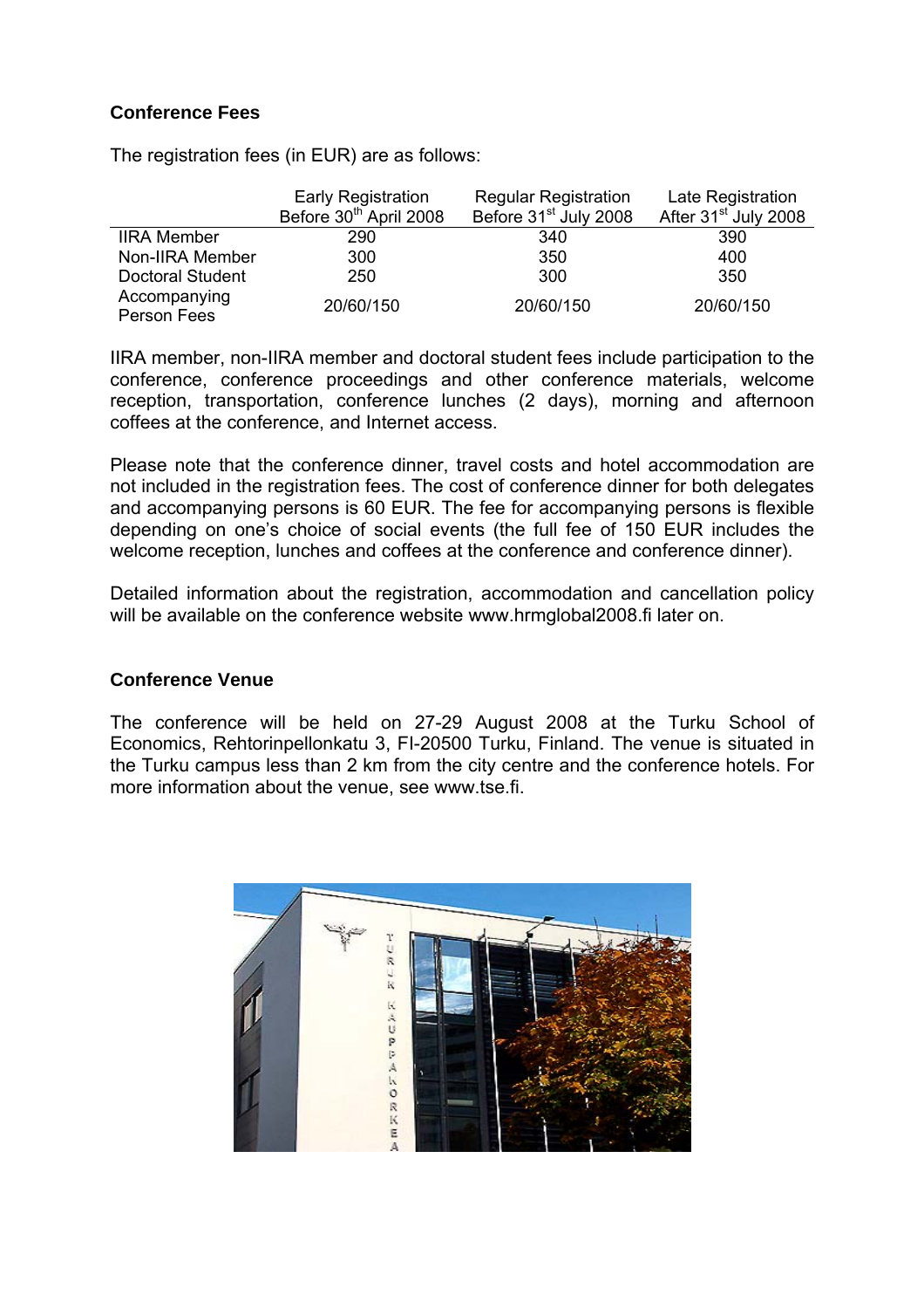## Conference Fees

The registration fees (in EUR) are as follows:

| | Early Registration Before 30th April 2008 | Regular Registration Before 31st July 2008 | Late Registration After 31st July 2008 |
|---|---|---|---|
| IIRA Member | 290 | 340 | 390 |
| Non-IIRA Member | 300 | 350 | 400 |
| Doctoral Student | 250 | 300 | 350 |
| Accompanying Person Fees | 20/60/150 | 20/60/150 | 20/60/150 |

IIRA member, non-IIRA member and doctoral student fees include participation to the conference, conference proceedings and other conference materials, welcome reception, transportation, conference lunches (2 days), morning and afternoon coffees at the conference, and Internet access.

Please note that the conference dinner, travel costs and hotel accommodation are not included in the registration fees. The cost of conference dinner for both delegates and accompanying persons is 60 EUR. The fee for accompanying persons is flexible depending on one's choice of social events (the full fee of 150 EUR includes the welcome reception, lunches and coffees at the conference and conference dinner).

Detailed information about the registration, accommodation and cancellation policy will be available on the conference website www.hrmglobal2008.fi later on.

## Conference Venue

The conference will be held on 27-29 August 2008 at the Turku School of Economics, Rehtorinpellonkatu 3, FI-20500 Turku, Finland. The venue is situated in the Turku campus less than 2 km from the city centre and the conference hotels. For more information about the venue, see www.tse.fi.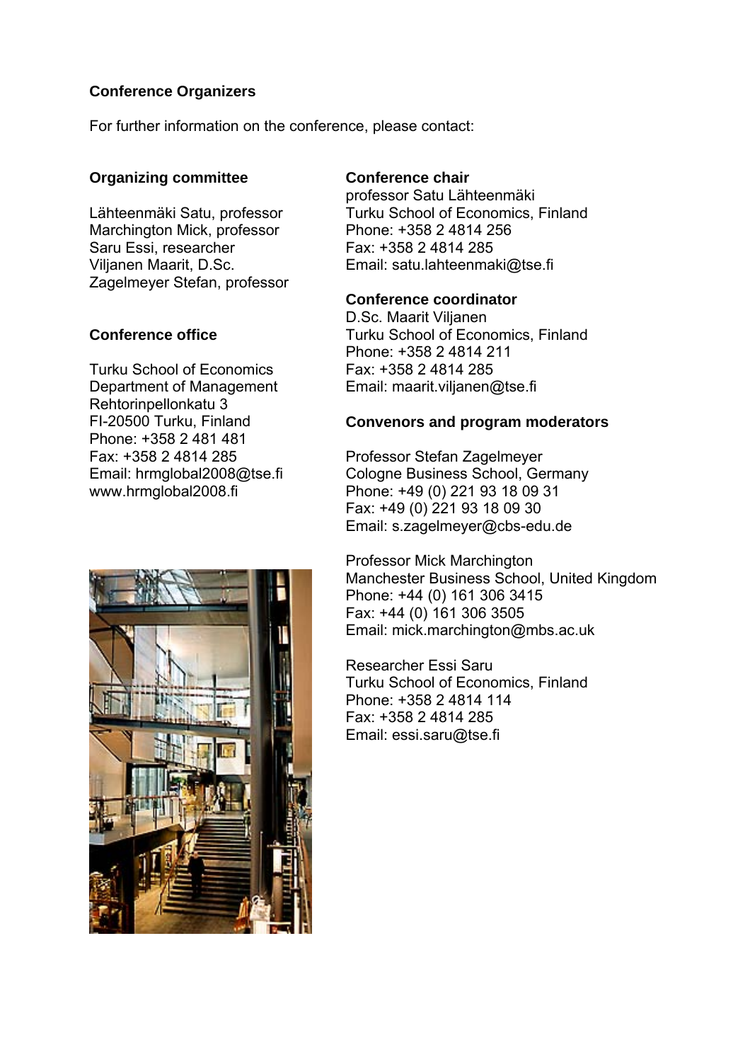## Conference Organizers

For further information on the conference, please contact:

### Organizing committee

Lähteenmäki Satu, professor
Marchington Mick, professor
Saru Essi, researcher
Viljanen Maarit, D.Sc.
Zagelmeyer Stefan, professor

### Conference office

Turku School of Economics
Department of Management
Rehtorinpellonkatu 3
FI-20500 Turku, Finland
Phone: +358 2 481 481
Fax: +358 2 4814 285
Email: hrmglobal2008@tse.fi
www.hrmglobal2008.fi

### Conference chair

professor Satu Lähteenmäki
Turku School of Economics, Finland
Phone: +358 2 4814 256
Fax: +358 2 4814 285
Email: satu.lahteenmaki@tse.fi

### Conference coordinator

D.Sc. Maarit Viljanen
Turku School of Economics, Finland
Phone: +358 2 4814 211
Fax: +358 2 4814 285
Email: maarit.viljanen@tse.fi

### Convenors and program moderators

Professor Stefan Zagelmeyer
Cologne Business School, Germany
Phone: +49 (0) 221 93 18 09 31
Fax: +49 (0) 221 93 18 09 30
Email: s.zagelmeyer@cbs-edu.de

Professor Mick Marchington
Manchester Business School, United Kingdom
Phone: +44 (0) 161 306 3415
Fax: +44 (0) 161 306 3505
Email: mick.marchington@mbs.ac.uk

Researcher Essi Saru
Turku School of Economics, Finland
Phone: +358 2 4814 114
Fax: +358 2 4814 285
Email: essi.saru@tse.fi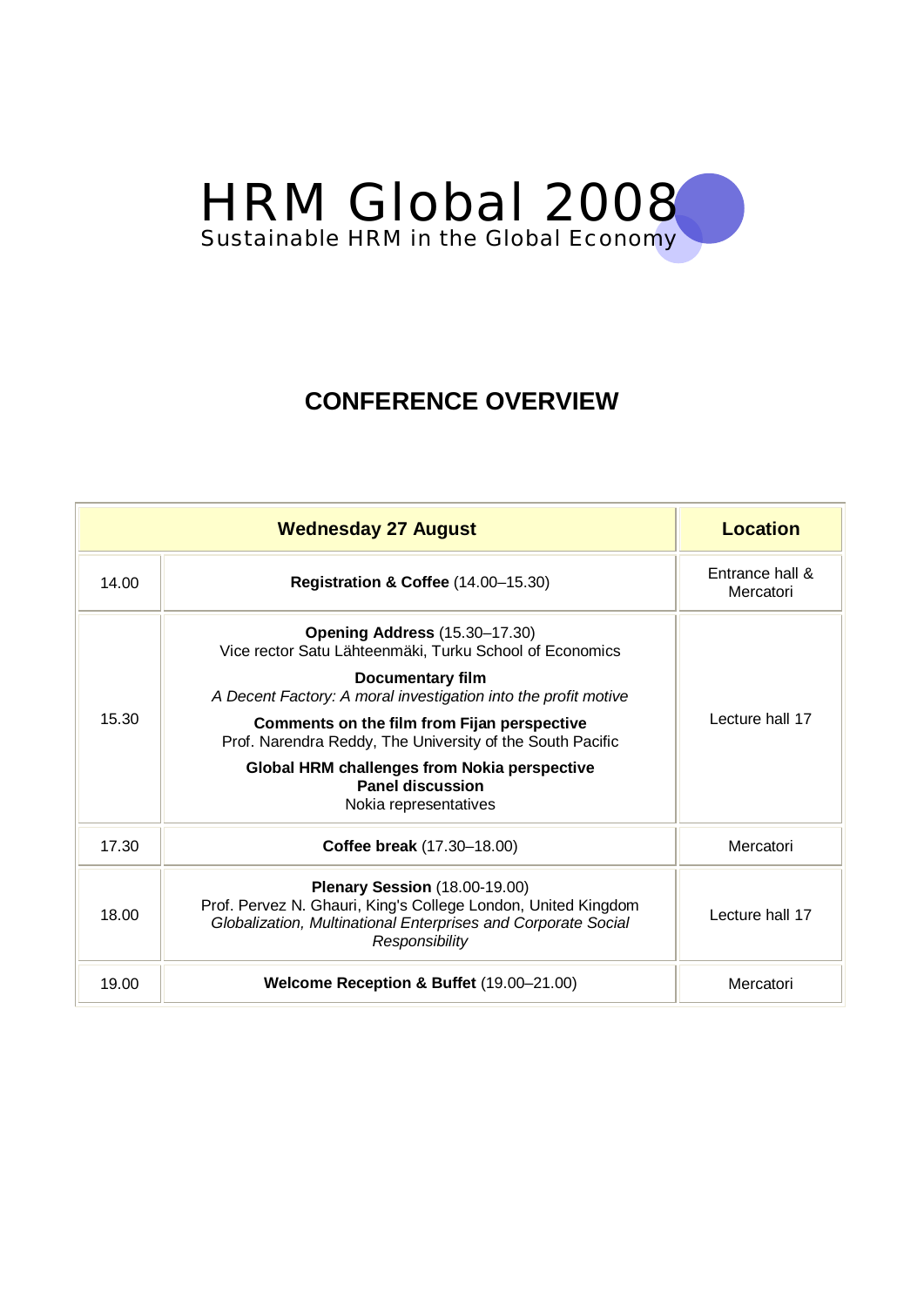# HRM Global 2008

Sustainable HRM in the Global Economy

## CONFERENCE OVERVIEW

| Wednesday 27 August | | Location |
|---|---|---|
| 14.00 | **Registration & Coffee** (14.00–15.30) | Entrance hall & Mercatori |
| 15.30 | **Opening Address** (15.30–17.30)<br>Vice rector Satu Lähteenmäki, Turku School of Economics<br>**Documentary film**<br>*A Decent Factory: A moral investigation into the profit motive*<br>**Comments on the film from Fijan perspective**<br>Prof. Narendra Reddy, The University of the South Pacific<br>**Global HRM challenges from Nokia perspective**<br>**Panel discussion**<br>Nokia representatives | Lecture hall 17 |
| 17.30 | **Coffee break** (17.30–18.00) | Mercatori |
| 18.00 | **Plenary Session** (18.00-19.00)<br>Prof. Pervez N. Ghauri, King's College London, United Kingdom<br>*Globalization, Multinational Enterprises and Corporate Social Responsibility* | Lecture hall 17 |
| 19.00 | **Welcome Reception & Buffet** (19.00–21.00) | Mercatori |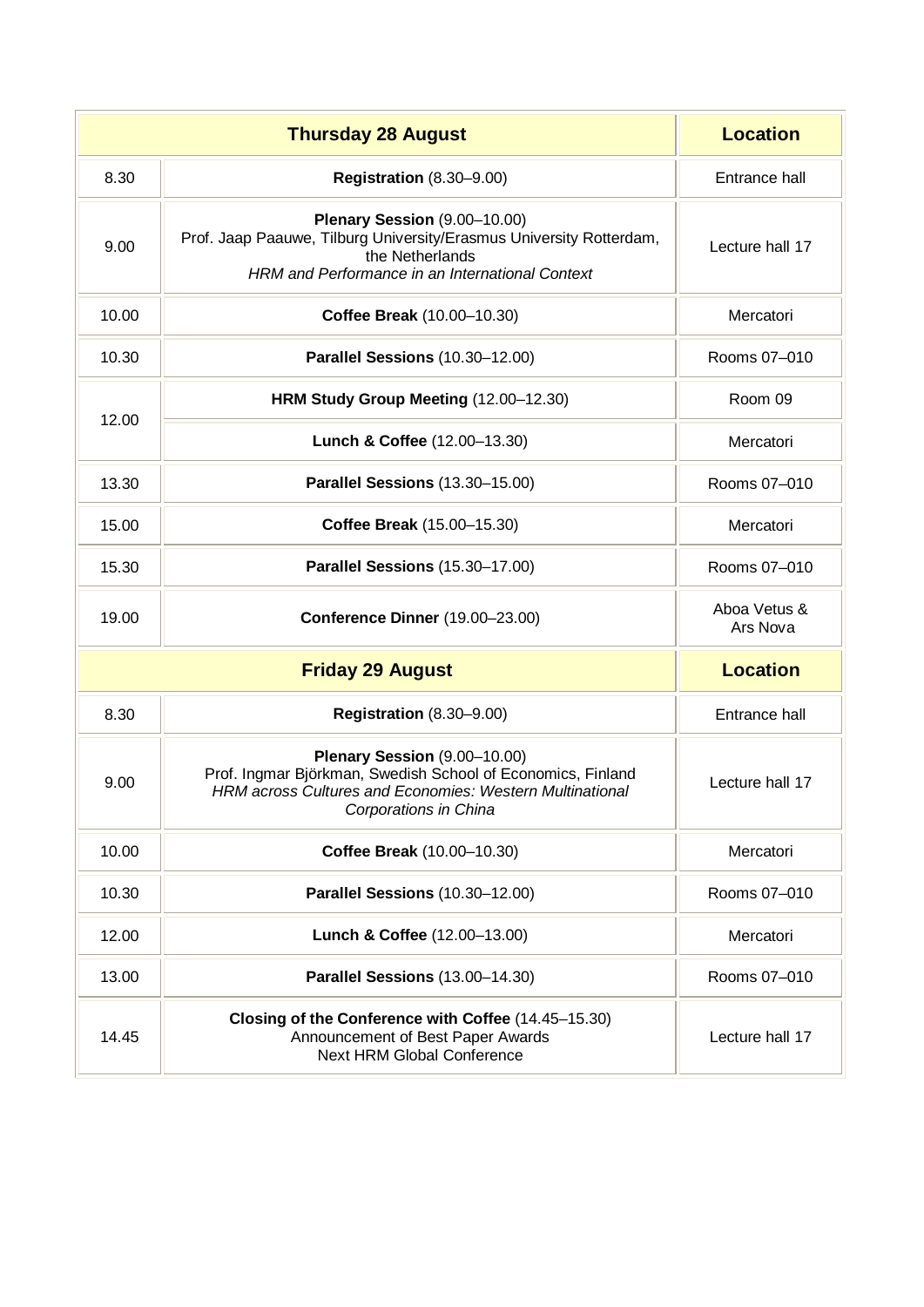| | Thursday 28 August | Location |
|---|---|---|
| 8.30 | **Registration** (8.30–9.00) | Entrance hall |
| 9.00 | **Plenary Session** (9.00–10.00)<br>Prof. Jaap Paauwe, Tilburg University/Erasmus University Rotterdam, the Netherlands<br>*HRM and Performance in an International Context* | Lecture hall 17 |
| 10.00 | **Coffee Break** (10.00–10.30) | Mercatori |
| 10.30 | **Parallel Sessions** (10.30–12.00) | Rooms 07–010 |
| 12.00 | **HRM Study Group Meeting** (12.00–12.30) | Room 09 |
| | **Lunch & Coffee** (12.00–13.30) | Mercatori |
| 13.30 | **Parallel Sessions** (13.30–15.00) | Rooms 07–010 |
| 15.00 | **Coffee Break** (15.00–15.30) | Mercatori |
| 15.30 | **Parallel Sessions** (15.30–17.00) | Rooms 07–010 |
| 19.00 | **Conference Dinner** (19.00–23.00) | Aboa Vetus & Ars Nova |
| | **Friday 29 August** | **Location** |
| 8.30 | **Registration** (8.30–9.00) | Entrance hall |
| 9.00 | **Plenary Session** (9.00–10.00)<br>Prof. Ingmar Björkman, Swedish School of Economics, Finland<br>*HRM across Cultures and Economies: Western Multinational Corporations in China* | Lecture hall 17 |
| 10.00 | **Coffee Break** (10.00–10.30) | Mercatori |
| 10.30 | **Parallel Sessions** (10.30–12.00) | Rooms 07–010 |
| 12.00 | **Lunch & Coffee** (12.00–13.00) | Mercatori |
| 13.00 | **Parallel Sessions** (13.00–14.30) | Rooms 07–010 |
| 14.45 | **Closing of the Conference with Coffee** (14.45–15.30)<br>Announcement of Best Paper Awards<br>Next HRM Global Conference | Lecture hall 17 |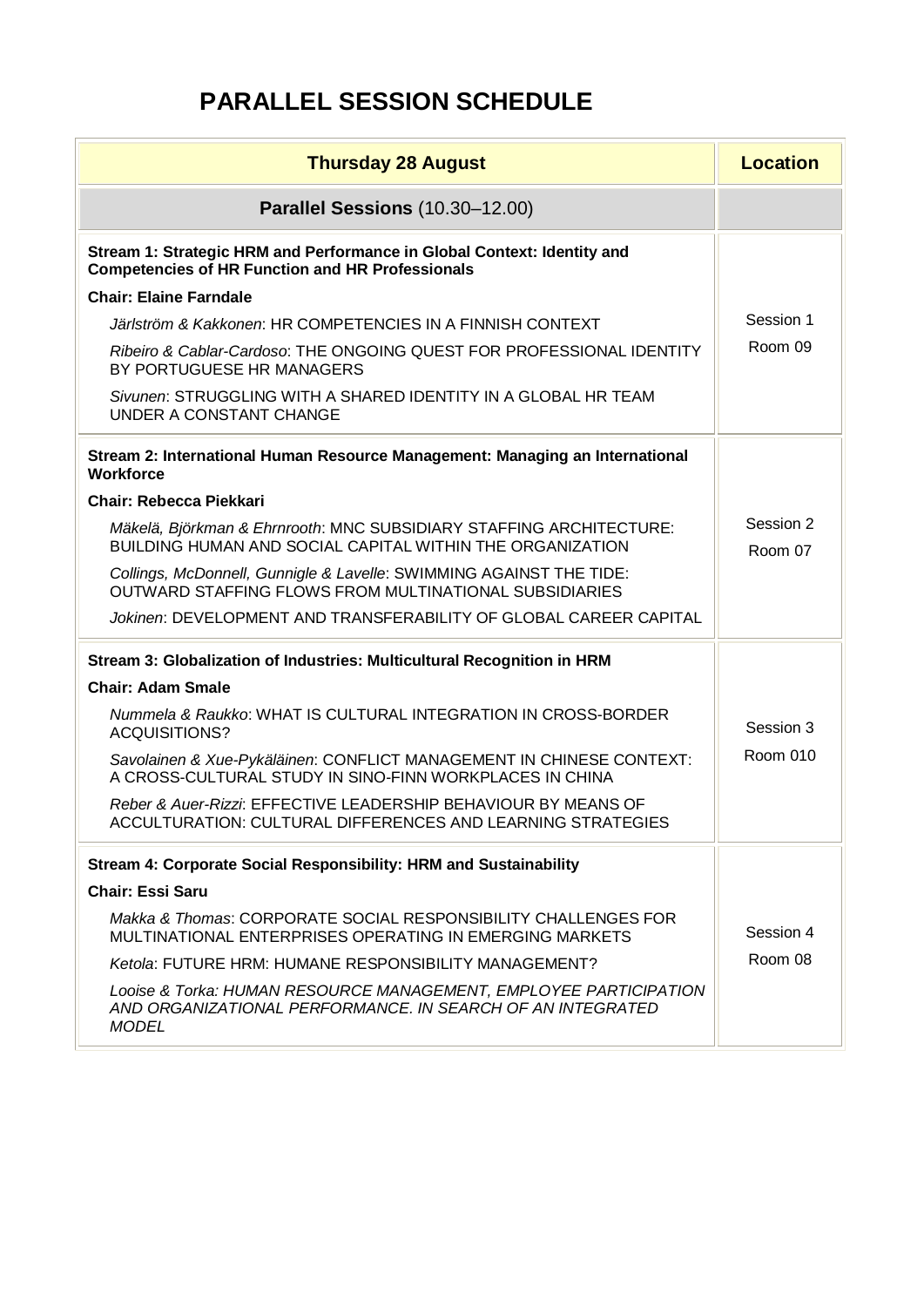# PARALLEL SESSION SCHEDULE

| Thursday 28 August | Location |
|---|---|
| **Parallel Sessions** (10.30–12.00) | |
| **Stream 1: Strategic HRM and Performance in Global Context: Identity and Competencies of HR Function and HR Professionals**<br>**Chair: Elaine Farndale**<br>*Järlström & Kakkonen*: HR COMPETENCIES IN A FINNISH CONTEXT<br>*Ribeiro & Cablar-Cardoso*: THE ONGOING QUEST FOR PROFESSIONAL IDENTITY BY PORTUGUESE HR MANAGERS<br>*Sivunen*: STRUGGLING WITH A SHARED IDENTITY IN A GLOBAL HR TEAM UNDER A CONSTANT CHANGE | Session 1<br>Room 09 |
| **Stream 2: International Human Resource Management: Managing an International Workforce**<br>**Chair: Rebecca Piekkari**<br>*Mäkelä, Björkman & Ehrnrooth*: MNC SUBSIDIARY STAFFING ARCHITECTURE: BUILDING HUMAN AND SOCIAL CAPITAL WITHIN THE ORGANIZATION<br>*Collings, McDonnell, Gunnigle & Lavelle*: SWIMMING AGAINST THE TIDE: OUTWARD STAFFING FLOWS FROM MULTINATIONAL SUBSIDIARIES<br>*Jokinen*: DEVELOPMENT AND TRANSFERABILITY OF GLOBAL CAREER CAPITAL | Session 2<br>Room 07 |
| **Stream 3: Globalization of Industries: Multicultural Recognition in HRM**<br>**Chair: Adam Smale**<br>*Nummela & Raukko*: WHAT IS CULTURAL INTEGRATION IN CROSS-BORDER ACQUISITIONS?<br>*Savolainen & Xue-Pykäläinen*: CONFLICT MANAGEMENT IN CHINESE CONTEXT: A CROSS-CULTURAL STUDY IN SINO-FINN WORKPLACES IN CHINA<br>*Reber & Auer-Rizzi*: EFFECTIVE LEADERSHIP BEHAVIOUR BY MEANS OF ACCULTURATION: CULTURAL DIFFERENCES AND LEARNING STRATEGIES | Session 3<br>Room 010 |
| **Stream 4: Corporate Social Responsibility: HRM and Sustainability**<br>**Chair: Essi Saru**<br>*Makka & Thomas*: CORPORATE SOCIAL RESPONSIBILITY CHALLENGES FOR MULTINATIONAL ENTERPRISES OPERATING IN EMERGING MARKETS<br>*Ketola*: FUTURE HRM: HUMANE RESPONSIBILITY MANAGEMENT?<br>*Looise & Torka: HUMAN RESOURCE MANAGEMENT, EMPLOYEE PARTICIPATION AND ORGANIZATIONAL PERFORMANCE. IN SEARCH OF AN INTEGRATED MODEL* | Session 4<br>Room 08 |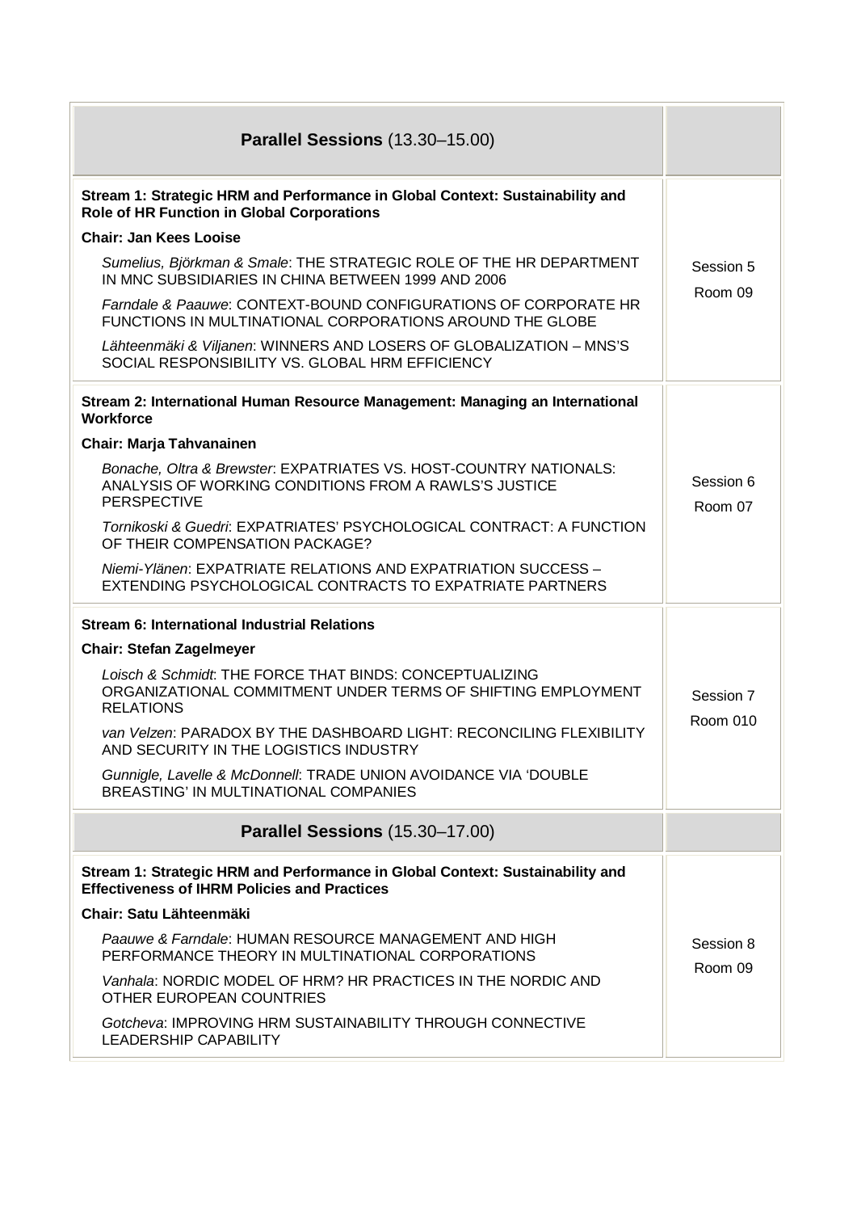| **Parallel Sessions** (13.30–15.00) | |
| --- | --- |
| **Stream 1: Strategic HRM and Performance in Global Context: Sustainability and Role of HR Function in Global Corporations**<br>**Chair: Jan Kees Looise**<br>*Sumelius, Björkman & Smale*: THE STRATEGIC ROLE OF THE HR DEPARTMENT IN MNC SUBSIDIARIES IN CHINA BETWEEN 1999 AND 2006<br>*Farndale & Paauwe*: CONTEXT-BOUND CONFIGURATIONS OF CORPORATE HR FUNCTIONS IN MULTINATIONAL CORPORATIONS AROUND THE GLOBE<br>*Lähteenmäki & Viljanen*: WINNERS AND LOSERS OF GLOBALIZATION – MNS'S SOCIAL RESPONSIBILITY VS. GLOBAL HRM EFFICIENCY | Session 5<br>Room 09 |
| **Stream 2: International Human Resource Management: Managing an International Workforce**<br>**Chair: Marja Tahvanainen**<br>*Bonache, Oltra & Brewster*: EXPATRIATES VS. HOST-COUNTRY NATIONALS: ANALYSIS OF WORKING CONDITIONS FROM A RAWLS'S JUSTICE PERSPECTIVE<br>*Tornikoski & Guedri*: EXPATRIATES' PSYCHOLOGICAL CONTRACT: A FUNCTION OF THEIR COMPENSATION PACKAGE?<br>*Niemi-Ylänen*: EXPATRIATE RELATIONS AND EXPATRIATION SUCCESS – EXTENDING PSYCHOLOGICAL CONTRACTS TO EXPATRIATE PARTNERS | Session 6<br>Room 07 |
| **Stream 6: International Industrial Relations**<br>**Chair: Stefan Zagelmeyer**<br>*Loisch & Schmidt*: THE FORCE THAT BINDS: CONCEPTUALIZING ORGANIZATIONAL COMMITMENT UNDER TERMS OF SHIFTING EMPLOYMENT RELATIONS<br>*van Velzen*: PARADOX BY THE DASHBOARD LIGHT: RECONCILING FLEXIBILITY AND SECURITY IN THE LOGISTICS INDUSTRY<br>*Gunnigle, Lavelle & McDonnell*: TRADE UNION AVOIDANCE VIA 'DOUBLE BREASTING' IN MULTINATIONAL COMPANIES | Session 7<br>Room 010 |
| **Parallel Sessions** (15.30–17.00) | |
| **Stream 1: Strategic HRM and Performance in Global Context: Sustainability and Effectiveness of IHRM Policies and Practices**<br>**Chair: Satu Lähteenmäki**<br>*Paauwe & Farndale*: HUMAN RESOURCE MANAGEMENT AND HIGH PERFORMANCE THEORY IN MULTINATIONAL CORPORATIONS<br>*Vanhala*: NORDIC MODEL OF HRM? HR PRACTICES IN THE NORDIC AND OTHER EUROPEAN COUNTRIES<br>*Gotcheva*: IMPROVING HRM SUSTAINABILITY THROUGH CONNECTIVE LEADERSHIP CAPABILITY | Session 8<br>Room 09 |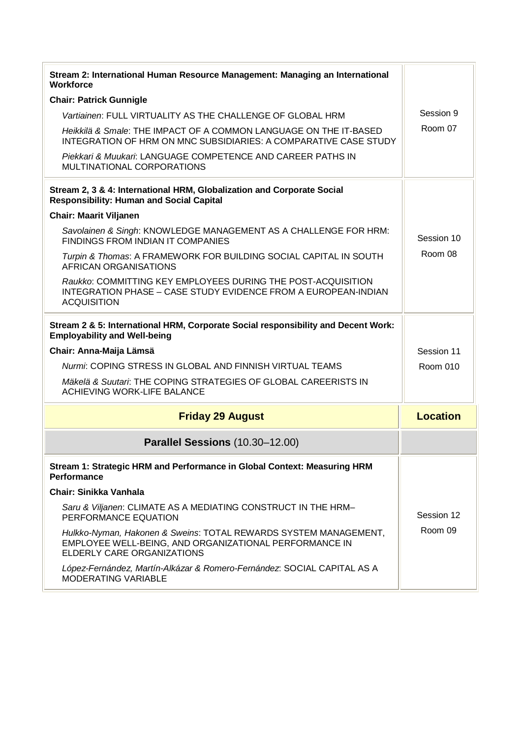| | |
|---|---|
| **Stream 2: International Human Resource Management: Managing an International Workforce**<br>**Chair: Patrick Gunnigle**<br>*Vartiainen*: FULL VIRTUALITY AS THE CHALLENGE OF GLOBAL HRM<br>*Heikkilä & Smale*: THE IMPACT OF A COMMON LANGUAGE ON THE IT-BASED INTEGRATION OF HRM ON MNC SUBSIDIARIES: A COMPARATIVE CASE STUDY<br>*Piekkari & Muukari*: LANGUAGE COMPETENCE AND CAREER PATHS IN MULTINATIONAL CORPORATIONS | Session 9<br>Room 07 |
| **Stream 2, 3 & 4: International HRM, Globalization and Corporate Social Responsibility: Human and Social Capital**<br>**Chair: Maarit Viljanen**<br>*Savolainen & Singh*: KNOWLEDGE MANAGEMENT AS A CHALLENGE FOR HRM: FINDINGS FROM INDIAN IT COMPANIES<br>*Turpin & Thomas*: A FRAMEWORK FOR BUILDING SOCIAL CAPITAL IN SOUTH AFRICAN ORGANISATIONS<br>*Raukko*: COMMITTING KEY EMPLOYEES DURING THE POST-ACQUISITION INTEGRATION PHASE – CASE STUDY EVIDENCE FROM A EUROPEAN-INDIAN ACQUISITION | Session 10<br>Room 08 |
| **Stream 2 & 5: International HRM, Corporate Social responsibility and Decent Work: Employability and Well-being**<br>**Chair: Anna-Maija Lämsä**<br>*Nurmi*: COPING STRESS IN GLOBAL AND FINNISH VIRTUAL TEAMS<br>*Mäkelä & Suutari*: THE COPING STRATEGIES OF GLOBAL CAREERISTS IN ACHIEVING WORK-LIFE BALANCE | Session 11<br>Room 010 |
| **Friday 29 August** | **Location** |
| **Parallel Sessions** (10.30–12.00) | |
| **Stream 1: Strategic HRM and Performance in Global Context: Measuring HRM Performance**<br>**Chair: Sinikka Vanhala**<br>*Saru & Viljanen*: CLIMATE AS A MEDIATING CONSTRUCT IN THE HRM–PERFORMANCE EQUATION<br>*Hulkko-Nyman, Hakonen & Sweins*: TOTAL REWARDS SYSTEM MANAGEMENT, EMPLOYEE WELL-BEING, AND ORGANIZATIONAL PERFORMANCE IN ELDERLY CARE ORGANIZATIONS<br>*López-Fernández, Martín-Alkázar & Romero-Fernández*: SOCIAL CAPITAL AS A MODERATING VARIABLE | Session 12<br>Room 09 |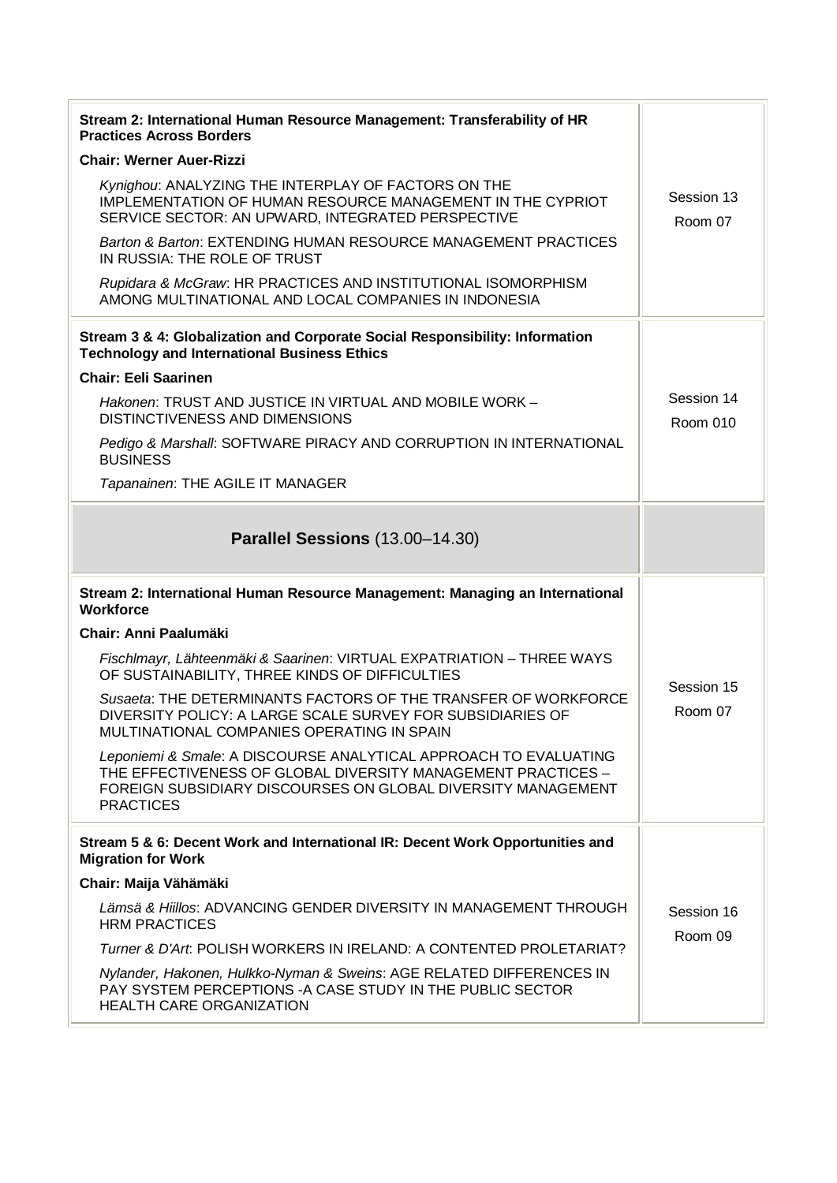| | |
|---|---|
| **Stream 2: International Human Resource Management: Transferability of HR Practices Across Borders**<br>**Chair: Werner Auer-Rizzi**<br>*Kynighou*: ANALYZING THE INTERPLAY OF FACTORS ON THE IMPLEMENTATION OF HUMAN RESOURCE MANAGEMENT IN THE CYPRIOT SERVICE SECTOR: AN UPWARD, INTEGRATED PERSPECTIVE<br>*Barton & Barton*: EXTENDING HUMAN RESOURCE MANAGEMENT PRACTICES IN RUSSIA: THE ROLE OF TRUST<br>*Rupidara & McGraw*: HR PRACTICES AND INSTITUTIONAL ISOMORPHISM AMONG MULTINATIONAL AND LOCAL COMPANIES IN INDONESIA | Session 13<br>Room 07 |
| **Stream 3 & 4: Globalization and Corporate Social Responsibility: Information Technology and International Business Ethics**<br>**Chair: Eeli Saarinen**<br>*Hakonen*: TRUST AND JUSTICE IN VIRTUAL AND MOBILE WORK – DISTINCTIVENESS AND DIMENSIONS<br>*Pedigo & Marshall*: SOFTWARE PIRACY AND CORRUPTION IN INTERNATIONAL BUSINESS<br>*Tapanainen*: THE AGILE IT MANAGER | Session 14<br>Room 010 |
| **Parallel Sessions** (13.00–14.30) | |
| **Stream 2: International Human Resource Management: Managing an International Workforce**<br>**Chair: Anni Paalumäki**<br>*Fischlmayr, Lähteenmäki & Saarinen*: VIRTUAL EXPATRIATION – THREE WAYS OF SUSTAINABILITY, THREE KINDS OF DIFFICULTIES<br>*Susaeta*: THE DETERMINANTS FACTORS OF THE TRANSFER OF WORKFORCE DIVERSITY POLICY: A LARGE SCALE SURVEY FOR SUBSIDIARIES OF MULTINATIONAL COMPANIES OPERATING IN SPAIN<br>*Leponiemi & Smale*: A DISCOURSE ANALYTICAL APPROACH TO EVALUATING THE EFFECTIVENESS OF GLOBAL DIVERSITY MANAGEMENT PRACTICES – FOREIGN SUBSIDIARY DISCOURSES ON GLOBAL DIVERSITY MANAGEMENT PRACTICES | Session 15<br>Room 07 |
| **Stream 5 & 6: Decent Work and International IR: Decent Work Opportunities and Migration for Work**<br>**Chair: Maija Vähämäki**<br>*Lämsä & Hiillos*: ADVANCING GENDER DIVERSITY IN MANAGEMENT THROUGH HRM PRACTICES<br>*Turner & D'Art*: POLISH WORKERS IN IRELAND: A CONTENTED PROLETARIAT?<br>*Nylander, Hakonen, Hulkko-Nyman & Sweins*: AGE RELATED DIFFERENCES IN PAY SYSTEM PERCEPTIONS -A CASE STUDY IN THE PUBLIC SECTOR HEALTH CARE ORGANIZATION | Session 16<br>Room 09 |